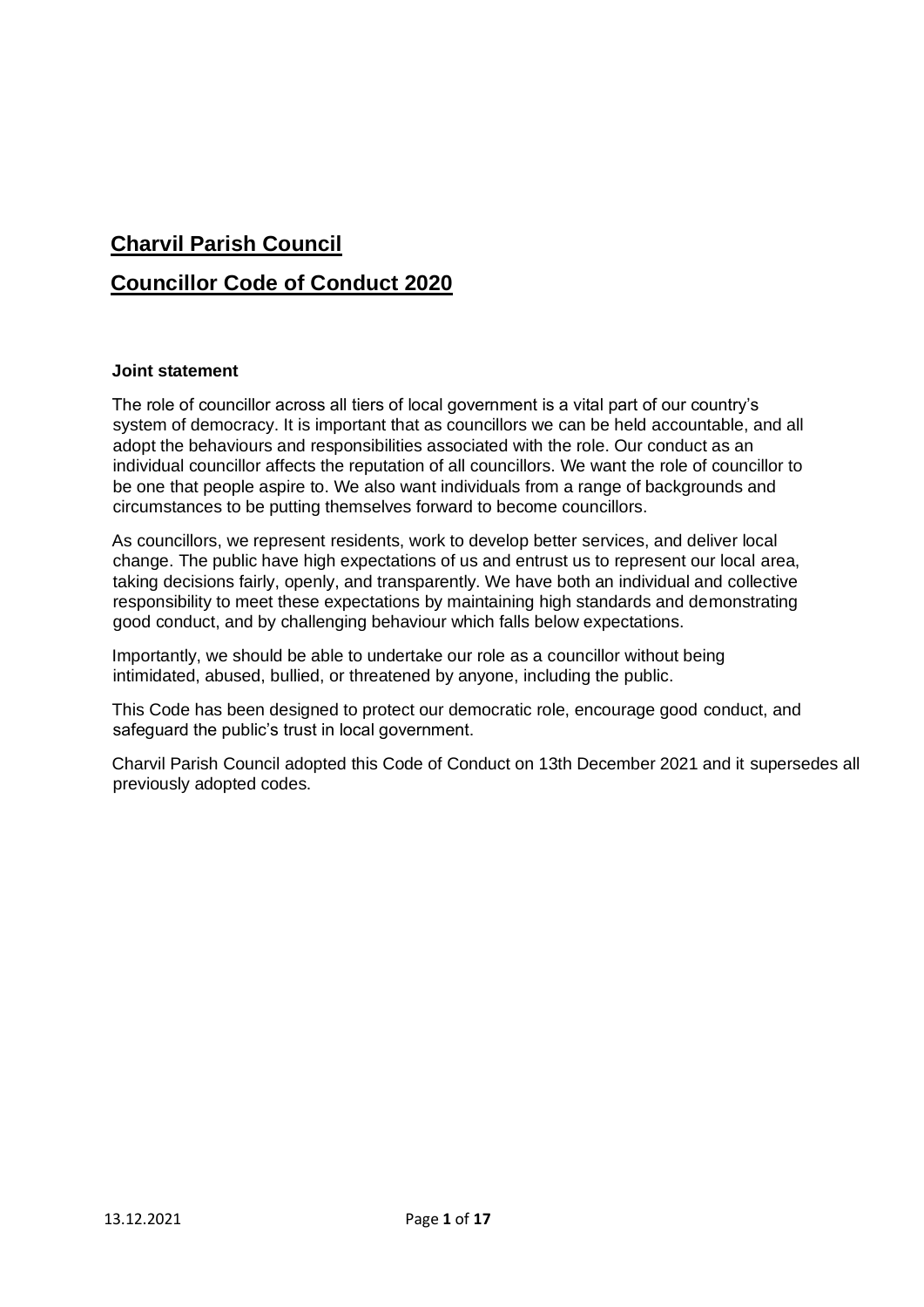# Charvil Parish Council

# Councillor Code of Conduct 2020

**Joint statement**

The role of councillor across all tiers of local government is a vital part of our country's system of democracy. It is important that as councillors we can be held accountable, and all adopt the behaviours and responsibilities associated with the role. Our conduct as an individual councillor affects the reputation of all councillors. We want the role of councillor to be one that people aspire to. We also want individuals from a range of backgrounds and circumstances to be putting themselves forward to become councillors.

As councillors, we represent residents, work to develop better services, and deliver local change. The public have high expectations of us and entrust us to represent our local area, taking decisions fairly, openly, and transparently. We have both an individual and collective responsibility to meet these expectations by maintaining high standards and demonstrating good conduct, and by challenging behaviour which falls below expectations.

Importantly, we should be able to undertake our role as a councillor without being intimidated, abused, bullied, or threatened by anyone, including the public.

This Code has been designed to protect our democratic role, encourage good conduct, and safeguard the public's trust in local government.

Charvil Parish Council adopted this Code of Conduct on 13th December 2021 and it supersedes all previously adopted codes.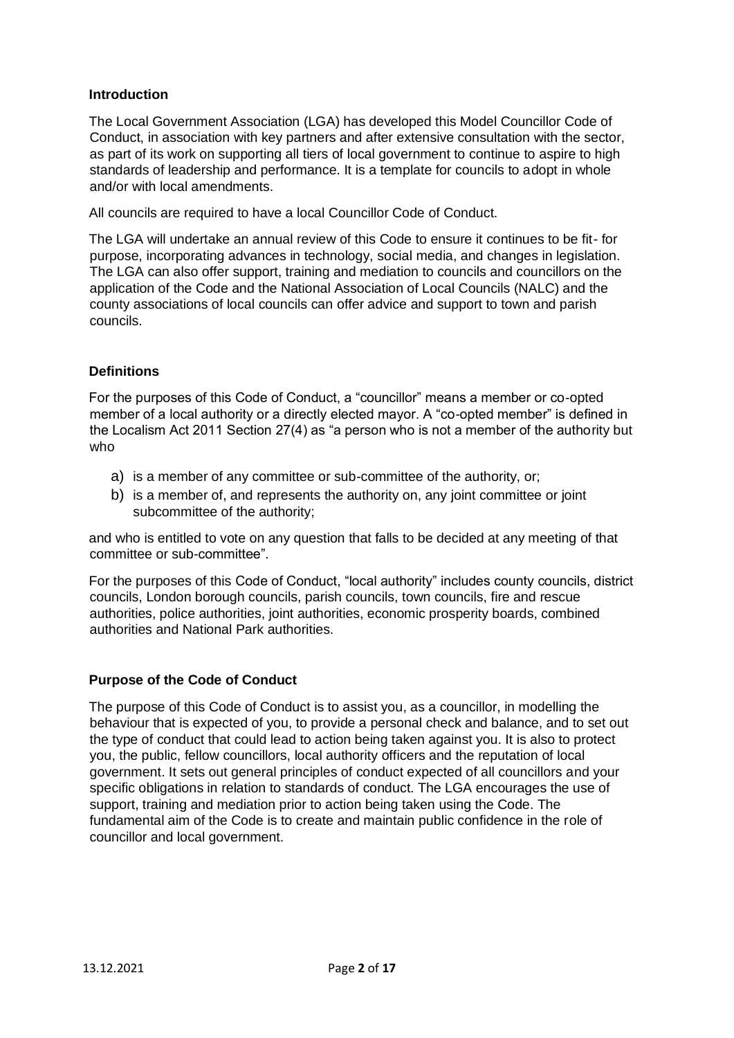## Introduction

The Local Government Association (LGA) has developed this Model Councillor Code of Conduct, in association with key partners and after extensive consultation with the sector, as part of its work on supporting all tiers of local government to continue to aspire to high standards of leadership and performance. It is a template for councils to adopt in whole and/or with local amendments.

All councils are required to have a local Councillor Code of Conduct.

The LGA will undertake an annual review of this Code to ensure it continues to be fit- for purpose, incorporating advances in technology, social media, and changes in legislation. The LGA can also offer support, training and mediation to councils and councillors on the application of the Code and the National Association of Local Councils (NALC) and the county associations of local councils can offer advice and support to town and parish councils.

## Definitions

For the purposes of this Code of Conduct, a "councillor" means a member or co-opted member of a local authority or a directly elected mayor. A "co-opted member" is defined in the Localism Act 2011 Section 27(4) as "a person who is not a member of the authority but who

a) is a member of any committee or sub-committee of the authority, or;
b) is a member of, and represents the authority on, any joint committee or joint subcommittee of the authority;

and who is entitled to vote on any question that falls to be decided at any meeting of that committee or sub-committee".

For the purposes of this Code of Conduct, "local authority" includes county councils, district councils, London borough councils, parish councils, town councils, fire and rescue authorities, police authorities, joint authorities, economic prosperity boards, combined authorities and National Park authorities.

## Purpose of the Code of Conduct

The purpose of this Code of Conduct is to assist you, as a councillor, in modelling the behaviour that is expected of you, to provide a personal check and balance, and to set out the type of conduct that could lead to action being taken against you. It is also to protect you, the public, fellow councillors, local authority officers and the reputation of local government. It sets out general principles of conduct expected of all councillors and your specific obligations in relation to standards of conduct. The LGA encourages the use of support, training and mediation prior to action being taken using the Code. The fundamental aim of the Code is to create and maintain public confidence in the role of councillor and local government.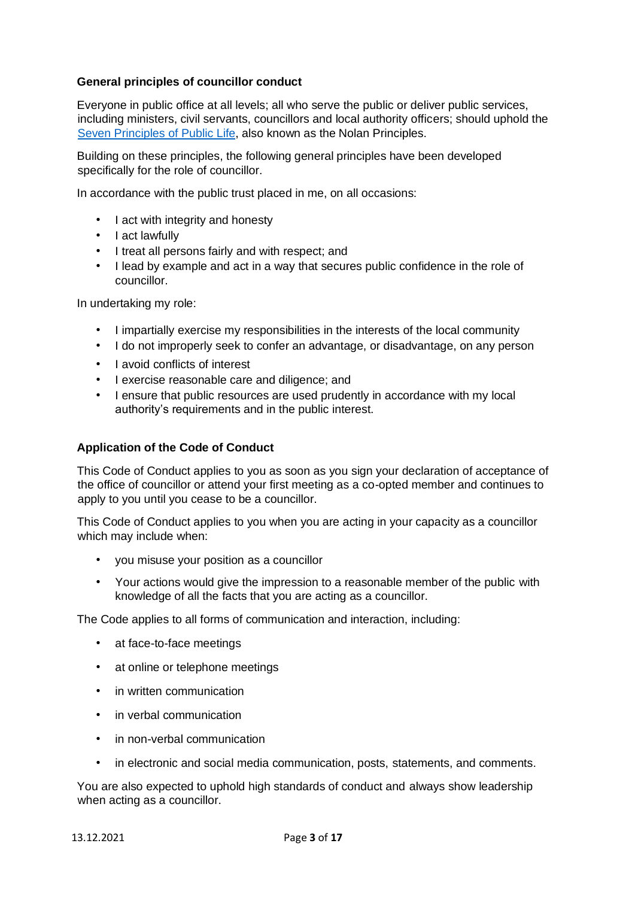## General principles of councillor conduct

Everyone in public office at all levels; all who serve the public or deliver public services, including ministers, civil servants, councillors and local authority officers; should uphold the [Seven Principles of Public Life](), also known as the Nolan Principles.

Building on these principles, the following general principles have been developed specifically for the role of councillor.

In accordance with the public trust placed in me, on all occasions:

- I act with integrity and honesty
- I act lawfully
- I treat all persons fairly and with respect; and
- I lead by example and act in a way that secures public confidence in the role of councillor.

In undertaking my role:

- I impartially exercise my responsibilities in the interests of the local community
- I do not improperly seek to confer an advantage, or disadvantage, on any person
- I avoid conflicts of interest
- I exercise reasonable care and diligence; and
- I ensure that public resources are used prudently in accordance with my local authority's requirements and in the public interest.

## Application of the Code of Conduct

This Code of Conduct applies to you as soon as you sign your declaration of acceptance of the office of councillor or attend your first meeting as a co-opted member and continues to apply to you until you cease to be a councillor.

This Code of Conduct applies to you when you are acting in your capacity as a councillor which may include when:

- you misuse your position as a councillor
- Your actions would give the impression to a reasonable member of the public with knowledge of all the facts that you are acting as a councillor.

The Code applies to all forms of communication and interaction, including:

- at face-to-face meetings
- at online or telephone meetings
- in written communication
- in verbal communication
- in non-verbal communication
- in electronic and social media communication, posts, statements, and comments.

You are also expected to uphold high standards of conduct and always show leadership when acting as a councillor.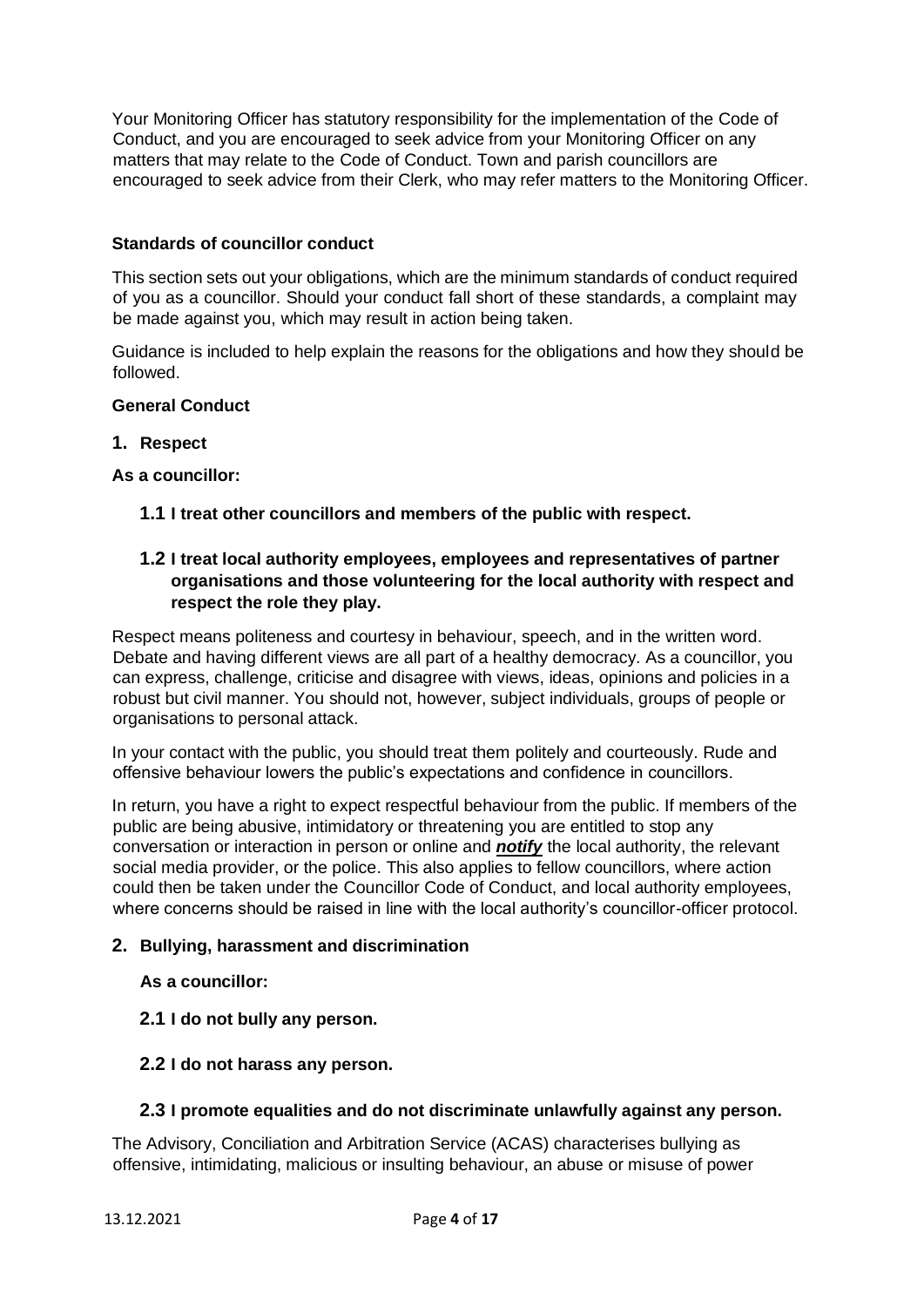Your Monitoring Officer has statutory responsibility for the implementation of the Code of Conduct, and you are encouraged to seek advice from your Monitoring Officer on any matters that may relate to the Code of Conduct. Town and parish councillors are encouraged to seek advice from their Clerk, who may refer matters to the Monitoring Officer.

## Standards of councillor conduct

This section sets out your obligations, which are the minimum standards of conduct required of you as a councillor. Should your conduct fall short of these standards, a complaint may be made against you, which may result in action being taken.

Guidance is included to help explain the reasons for the obligations and how they should be followed.

### General Conduct

#### 1. Respect

**As a councillor:**

**1.1 I treat other councillors and members of the public with respect.**

**1.2 I treat local authority employees, employees and representatives of partner organisations and those volunteering for the local authority with respect and respect the role they play.**

Respect means politeness and courtesy in behaviour, speech, and in the written word. Debate and having different views are all part of a healthy democracy. As a councillor, you can express, challenge, criticise and disagree with views, ideas, opinions and policies in a robust but civil manner. You should not, however, subject individuals, groups of people or organisations to personal attack.

In your contact with the public, you should treat them politely and courteously. Rude and offensive behaviour lowers the public's expectations and confidence in councillors.

In return, you have a right to expect respectful behaviour from the public. If members of the public are being abusive, intimidatory or threatening you are entitled to stop any conversation or interaction in person or online and ***notify*** the local authority, the relevant social media provider, or the police. This also applies to fellow councillors, where action could then be taken under the Councillor Code of Conduct, and local authority employees, where concerns should be raised in line with the local authority's councillor-officer protocol.

#### 2. Bullying, harassment and discrimination

**As a councillor:**

**2.1 I do not bully any person.**

**2.2 I do not harass any person.**

**2.3 I promote equalities and do not discriminate unlawfully against any person.**

The Advisory, Conciliation and Arbitration Service (ACAS) characterises bullying as offensive, intimidating, malicious or insulting behaviour, an abuse or misuse of power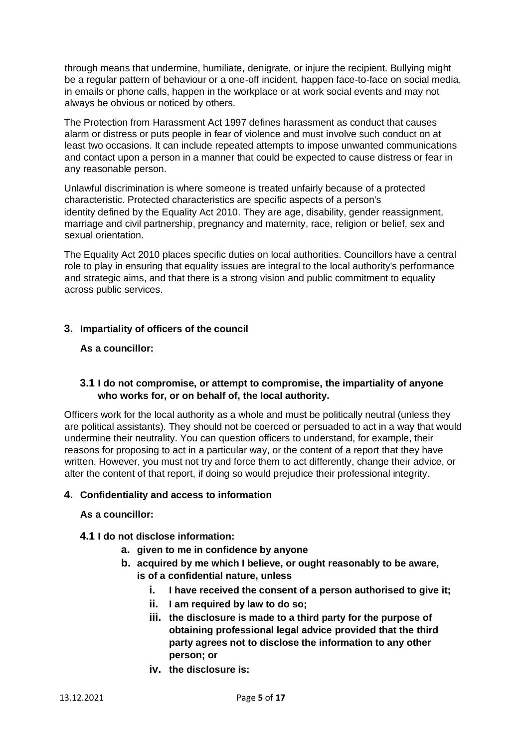through means that undermine, humiliate, denigrate, or injure the recipient. Bullying might be a regular pattern of behaviour or a one-off incident, happen face-to-face on social media, in emails or phone calls, happen in the workplace or at work social events and may not always be obvious or noticed by others.

The Protection from Harassment Act 1997 defines harassment as conduct that causes alarm or distress or puts people in fear of violence and must involve such conduct on at least two occasions. It can include repeated attempts to impose unwanted communications and contact upon a person in a manner that could be expected to cause distress or fear in any reasonable person.

Unlawful discrimination is where someone is treated unfairly because of a protected characteristic. Protected characteristics are specific aspects of a person's identity defined by the Equality Act 2010. They are age, disability, gender reassignment, marriage and civil partnership, pregnancy and maternity, race, religion or belief, sex and sexual orientation.

The Equality Act 2010 places specific duties on local authorities. Councillors have a central role to play in ensuring that equality issues are integral to the local authority's performance and strategic aims, and that there is a strong vision and public commitment to equality across public services.

## 3. Impartiality of officers of the council

**As a councillor:**

**3.1 I do not compromise, or attempt to compromise, the impartiality of anyone who works for, or on behalf of, the local authority.**

Officers work for the local authority as a whole and must be politically neutral (unless they are political assistants). They should not be coerced or persuaded to act in a way that would undermine their neutrality. You can question officers to understand, for example, their reasons for proposing to act in a particular way, or the content of a report that they have written. However, you must not try and force them to act differently, change their advice, or alter the content of that report, if doing so would prejudice their professional integrity.

## 4. Confidentiality and access to information

**As a councillor:**

**4.1 I do not disclose information:**

- **a. given to me in confidence by anyone**
- **b. acquired by me which I believe, or ought reasonably to be aware, is of a confidential nature, unless**
  - **i. I have received the consent of a person authorised to give it;**
  - **ii. I am required by law to do so;**
  - **iii. the disclosure is made to a third party for the purpose of obtaining professional legal advice provided that the third party agrees not to disclose the information to any other person; or**
  - **iv. the disclosure is:**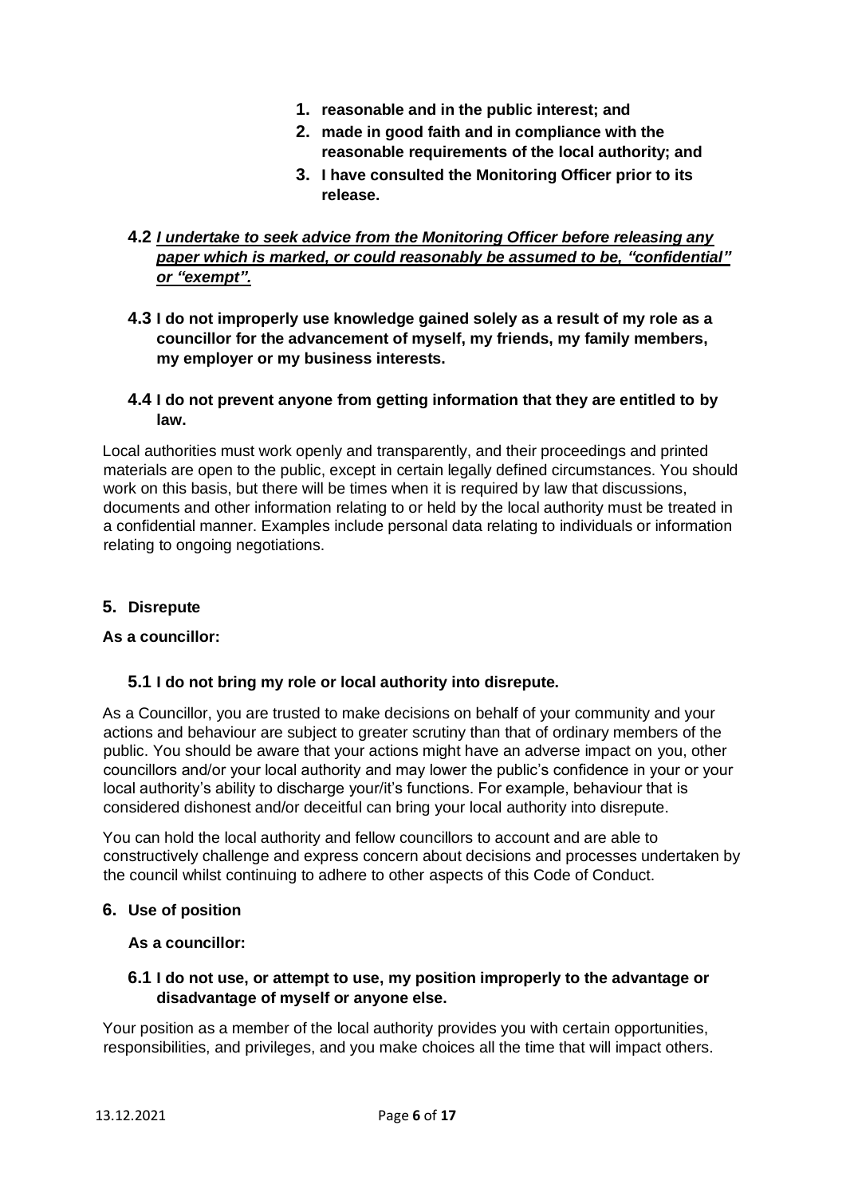1. **reasonable and in the public interest; and**
2. **made in good faith and in compliance with the reasonable requirements of the local authority; and**
3. **I have consulted the Monitoring Officer prior to its release.**

**4.2** ***I undertake to seek advice from the Monitoring Officer before releasing any paper which is marked, or could reasonably be assumed to be, "confidential" or "exempt".***

**4.3 I do not improperly use knowledge gained solely as a result of my role as a councillor for the advancement of myself, my friends, my family members, my employer or my business interests.**

**4.4 I do not prevent anyone from getting information that they are entitled to by law.**

Local authorities must work openly and transparently, and their proceedings and printed materials are open to the public, except in certain legally defined circumstances. You should work on this basis, but there will be times when it is required by law that discussions, documents and other information relating to or held by the local authority must be treated in a confidential manner. Examples include personal data relating to individuals or information relating to ongoing negotiations.

## 5. Disrepute

**As a councillor:**

**5.1 I do not bring my role or local authority into disrepute.**

As a Councillor, you are trusted to make decisions on behalf of your community and your actions and behaviour are subject to greater scrutiny than that of ordinary members of the public. You should be aware that your actions might have an adverse impact on you, other councillors and/or your local authority and may lower the public's confidence in your or your local authority's ability to discharge your/it's functions. For example, behaviour that is considered dishonest and/or deceitful can bring your local authority into disrepute.

You can hold the local authority and fellow councillors to account and are able to constructively challenge and express concern about decisions and processes undertaken by the council whilst continuing to adhere to other aspects of this Code of Conduct.

## 6. Use of position

**As a councillor:**

**6.1 I do not use, or attempt to use, my position improperly to the advantage or disadvantage of myself or anyone else.**

Your position as a member of the local authority provides you with certain opportunities, responsibilities, and privileges, and you make choices all the time that will impact others.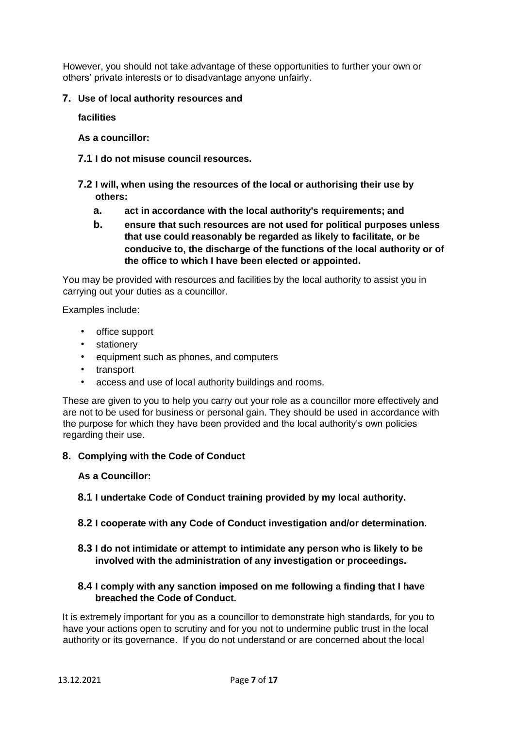However, you should not take advantage of these opportunities to further your own or others' private interests or to disadvantage anyone unfairly.

## 7. Use of local authority resources and facilities

**As a councillor:**

**7.1 I do not misuse council resources.**

**7.2 I will, when using the resources of the local or authorising their use by others:**

- **a. act in accordance with the local authority's requirements; and**
- **b. ensure that such resources are not used for political purposes unless that use could reasonably be regarded as likely to facilitate, or be conducive to, the discharge of the functions of the local authority or of the office to which I have been elected or appointed.**

You may be provided with resources and facilities by the local authority to assist you in carrying out your duties as a councillor.

Examples include:

- office support
- stationery
- equipment such as phones, and computers
- transport
- access and use of local authority buildings and rooms.

These are given to you to help you carry out your role as a councillor more effectively and are not to be used for business or personal gain. They should be used in accordance with the purpose for which they have been provided and the local authority's own policies regarding their use.

## 8. Complying with the Code of Conduct

**As a Councillor:**

**8.1 I undertake Code of Conduct training provided by my local authority.**

**8.2 I cooperate with any Code of Conduct investigation and/or determination.**

**8.3 I do not intimidate or attempt to intimidate any person who is likely to be involved with the administration of any investigation or proceedings.**

**8.4 I comply with any sanction imposed on me following a finding that I have breached the Code of Conduct.**

It is extremely important for you as a councillor to demonstrate high standards, for you to have your actions open to scrutiny and for you not to undermine public trust in the local authority or its governance. If you do not understand or are concerned about the local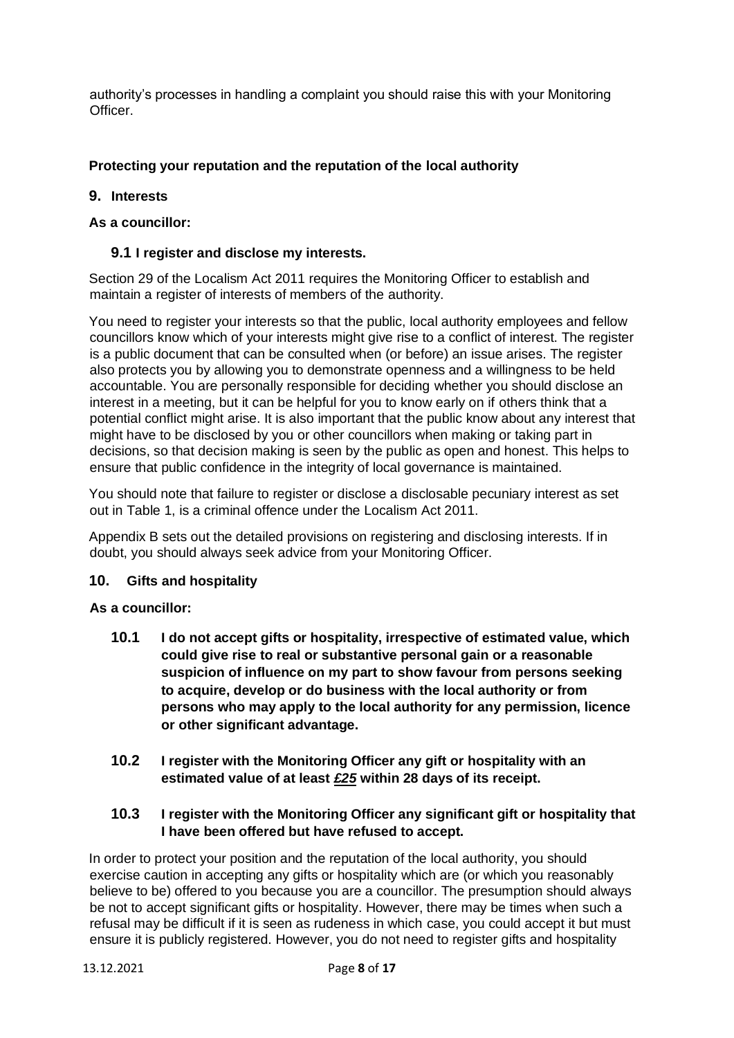authority's processes in handling a complaint you should raise this with your Monitoring Officer.

## Protecting your reputation and the reputation of the local authority

### 9. Interests

**As a councillor:**

#### 9.1 I register and disclose my interests.

Section 29 of the Localism Act 2011 requires the Monitoring Officer to establish and maintain a register of interests of members of the authority.

You need to register your interests so that the public, local authority employees and fellow councillors know which of your interests might give rise to a conflict of interest. The register is a public document that can be consulted when (or before) an issue arises. The register also protects you by allowing you to demonstrate openness and a willingness to be held accountable. You are personally responsible for deciding whether you should disclose an interest in a meeting, but it can be helpful for you to know early on if others think that a potential conflict might arise. It is also important that the public know about any interest that might have to be disclosed by you or other councillors when making or taking part in decisions, so that decision making is seen by the public as open and honest. This helps to ensure that public confidence in the integrity of local governance is maintained.

You should note that failure to register or disclose a disclosable pecuniary interest as set out in Table 1, is a criminal offence under the Localism Act 2011.

Appendix B sets out the detailed provisions on registering and disclosing interests. If in doubt, you should always seek advice from your Monitoring Officer.

### 10. Gifts and hospitality

**As a councillor:**

**10.1 I do not accept gifts or hospitality, irrespective of estimated value, which could give rise to real or substantive personal gain or a reasonable suspicion of influence on my part to show favour from persons seeking to acquire, develop or do business with the local authority or from persons who may apply to the local authority for any permission, licence or other significant advantage.**

**10.2 I register with the Monitoring Officer any gift or hospitality with an estimated value of at least *£25* within 28 days of its receipt.**

**10.3 I register with the Monitoring Officer any significant gift or hospitality that I have been offered but have refused to accept.**

In order to protect your position and the reputation of the local authority, you should exercise caution in accepting any gifts or hospitality which are (or which you reasonably believe to be) offered to you because you are a councillor. The presumption should always be not to accept significant gifts or hospitality. However, there may be times when such a refusal may be difficult if it is seen as rudeness in which case, you could accept it but must ensure it is publicly registered. However, you do not need to register gifts and hospitality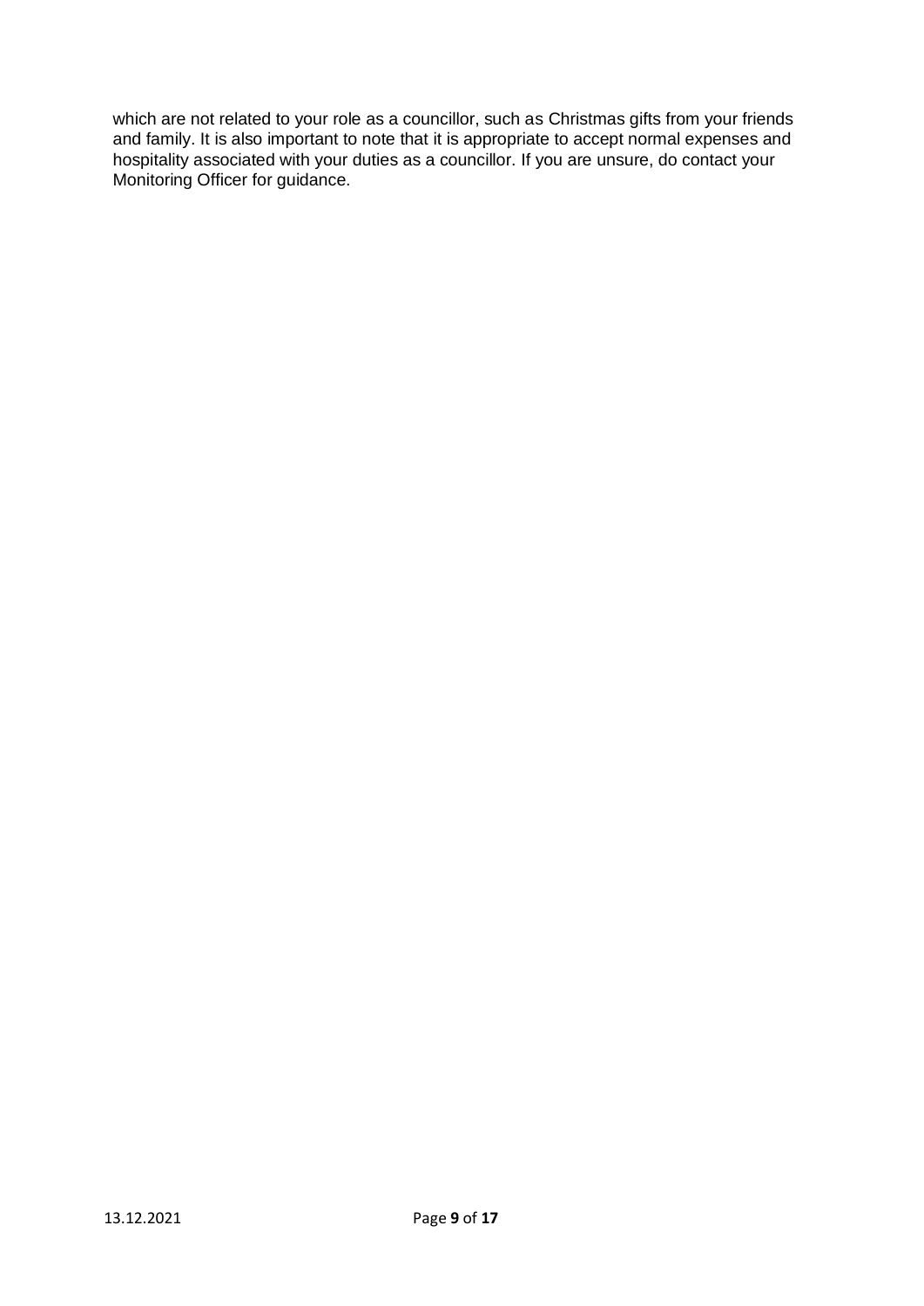which are not related to your role as a councillor, such as Christmas gifts from your friends and family. It is also important to note that it is appropriate to accept normal expenses and hospitality associated with your duties as a councillor. If you are unsure, do contact your Monitoring Officer for guidance.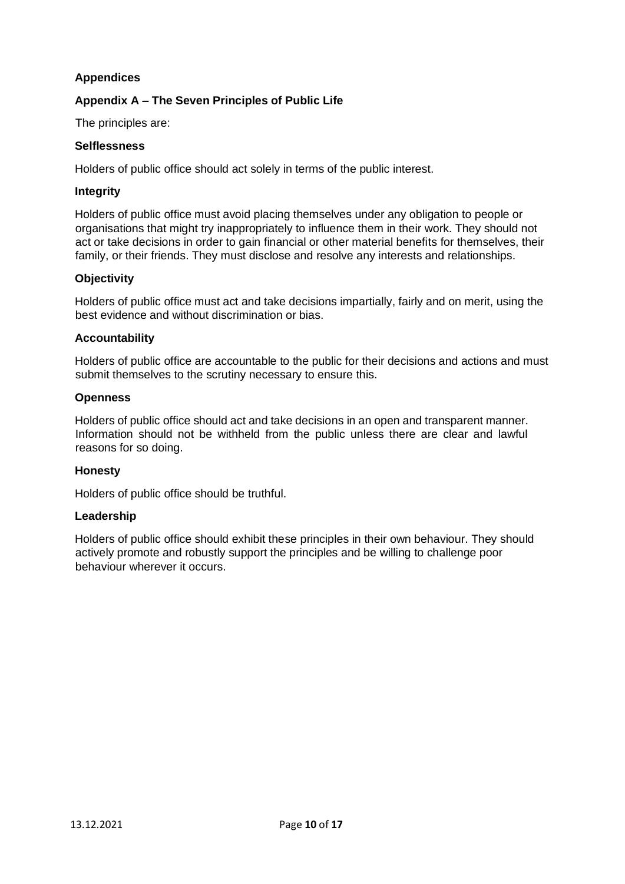## Appendices

### Appendix A – The Seven Principles of Public Life

The principles are:

**Selflessness**

Holders of public office should act solely in terms of the public interest.

**Integrity**

Holders of public office must avoid placing themselves under any obligation to people or organisations that might try inappropriately to influence them in their work. They should not act or take decisions in order to gain financial or other material benefits for themselves, their family, or their friends. They must disclose and resolve any interests and relationships.

**Objectivity**

Holders of public office must act and take decisions impartially, fairly and on merit, using the best evidence and without discrimination or bias.

**Accountability**

Holders of public office are accountable to the public for their decisions and actions and must submit themselves to the scrutiny necessary to ensure this.

**Openness**

Holders of public office should act and take decisions in an open and transparent manner. Information should not be withheld from the public unless there are clear and lawful reasons for so doing.

**Honesty**

Holders of public office should be truthful.

**Leadership**

Holders of public office should exhibit these principles in their own behaviour. They should actively promote and robustly support the principles and be willing to challenge poor behaviour wherever it occurs.

13.12.2021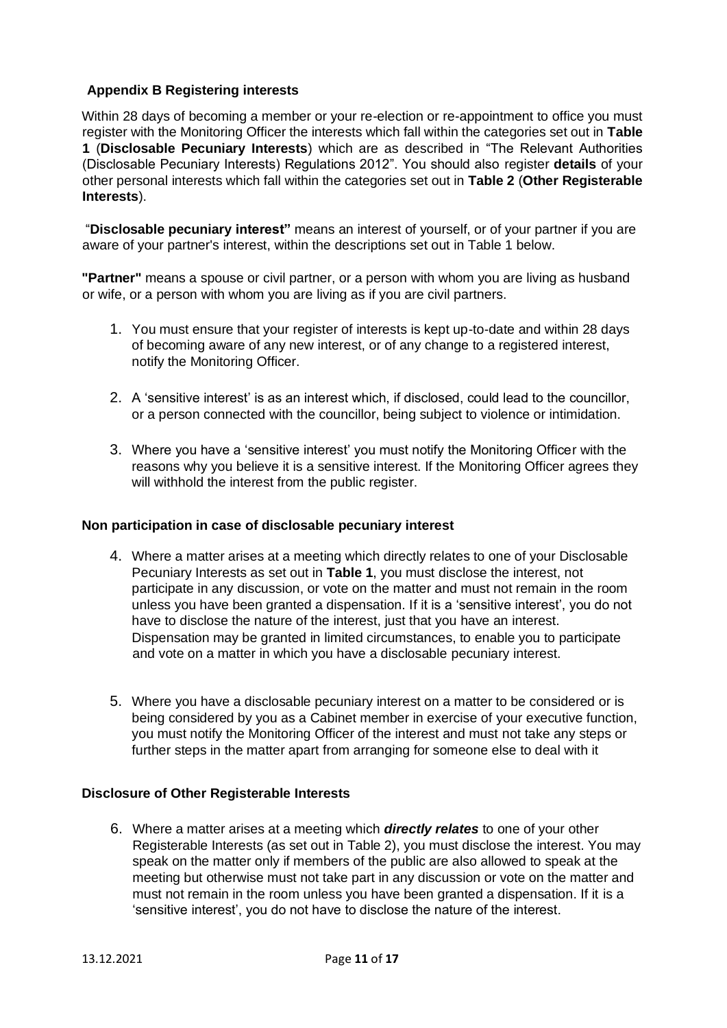## Appendix B Registering interests

Within 28 days of becoming a member or your re-election or re-appointment to office you must register with the Monitoring Officer the interests which fall within the categories set out in **Table 1** (**Disclosable Pecuniary Interests**) which are as described in "The Relevant Authorities (Disclosable Pecuniary Interests) Regulations 2012". You should also register **details** of your other personal interests which fall within the categories set out in **Table 2** (**Other Registerable Interests**).

"**Disclosable pecuniary interest"** means an interest of yourself, or of your partner if you are aware of your partner's interest, within the descriptions set out in Table 1 below.

**"Partner"** means a spouse or civil partner, or a person with whom you are living as husband or wife, or a person with whom you are living as if you are civil partners.

1. You must ensure that your register of interests is kept up-to-date and within 28 days of becoming aware of any new interest, or of any change to a registered interest, notify the Monitoring Officer.

2. A 'sensitive interest' is as an interest which, if disclosed, could lead to the councillor, or a person connected with the councillor, being subject to violence or intimidation.

3. Where you have a 'sensitive interest' you must notify the Monitoring Officer with the reasons why you believe it is a sensitive interest. If the Monitoring Officer agrees they will withhold the interest from the public register.

### Non participation in case of disclosable pecuniary interest

4. Where a matter arises at a meeting which directly relates to one of your Disclosable Pecuniary Interests as set out in **Table 1**, you must disclose the interest, not participate in any discussion, or vote on the matter and must not remain in the room unless you have been granted a dispensation. If it is a 'sensitive interest', you do not have to disclose the nature of the interest, just that you have an interest. Dispensation may be granted in limited circumstances, to enable you to participate and vote on a matter in which you have a disclosable pecuniary interest.

5. Where you have a disclosable pecuniary interest on a matter to be considered or is being considered by you as a Cabinet member in exercise of your executive function, you must notify the Monitoring Officer of the interest and must not take any steps or further steps in the matter apart from arranging for someone else to deal with it

### Disclosure of Other Registerable Interests

6. Where a matter arises at a meeting which ***directly relates*** to one of your other Registerable Interests (as set out in Table 2), you must disclose the interest. You may speak on the matter only if members of the public are also allowed to speak at the meeting but otherwise must not take part in any discussion or vote on the matter and must not remain in the room unless you have been granted a dispensation. If it is a 'sensitive interest', you do not have to disclose the nature of the interest.

13.12.2021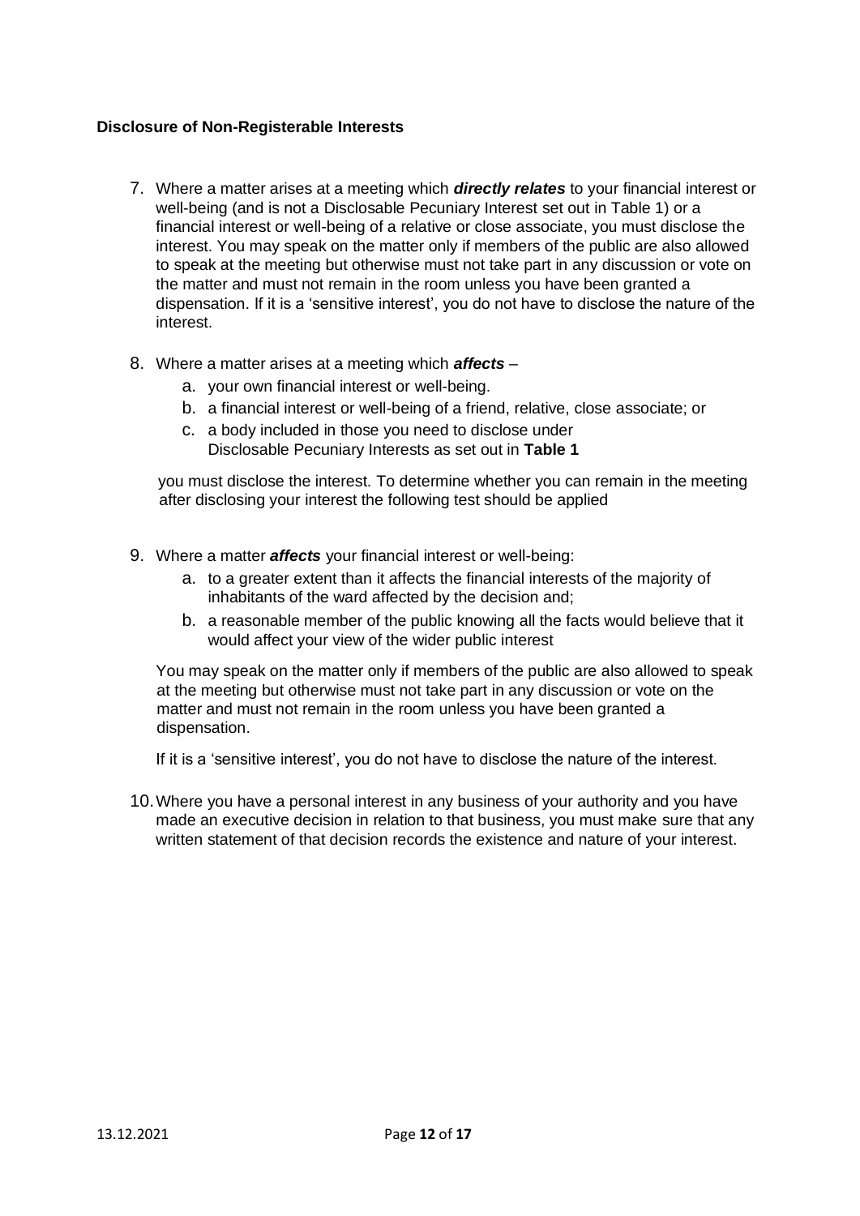**Disclosure of Non-Registerable Interests**

7. Where a matter arises at a meeting which ***directly relates*** to your financial interest or well-being (and is not a Disclosable Pecuniary Interest set out in Table 1) or a financial interest or well-being of a relative or close associate, you must disclose the interest. You may speak on the matter only if members of the public are also allowed to speak at the meeting but otherwise must not take part in any discussion or vote on the matter and must not remain in the room unless you have been granted a dispensation. If it is a 'sensitive interest', you do not have to disclose the nature of the interest.

8. Where a matter arises at a meeting which ***affects*** –
   a. your own financial interest or well-being.
   b. a financial interest or well-being of a friend, relative, close associate; or
   c. a body included in those you need to disclose under Disclosable Pecuniary Interests as set out in **Table 1**

   you must disclose the interest. To determine whether you can remain in the meeting after disclosing your interest the following test should be applied

9. Where a matter ***affects*** your financial interest or well-being:
   a. to a greater extent than it affects the financial interests of the majority of inhabitants of the ward affected by the decision and;
   b. a reasonable member of the public knowing all the facts would believe that it would affect your view of the wider public interest

   You may speak on the matter only if members of the public are also allowed to speak at the meeting but otherwise must not take part in any discussion or vote on the matter and must not remain in the room unless you have been granted a dispensation.

   If it is a 'sensitive interest', you do not have to disclose the nature of the interest.

10. Where you have a personal interest in any business of your authority and you have made an executive decision in relation to that business, you must make sure that any written statement of that decision records the existence and nature of your interest.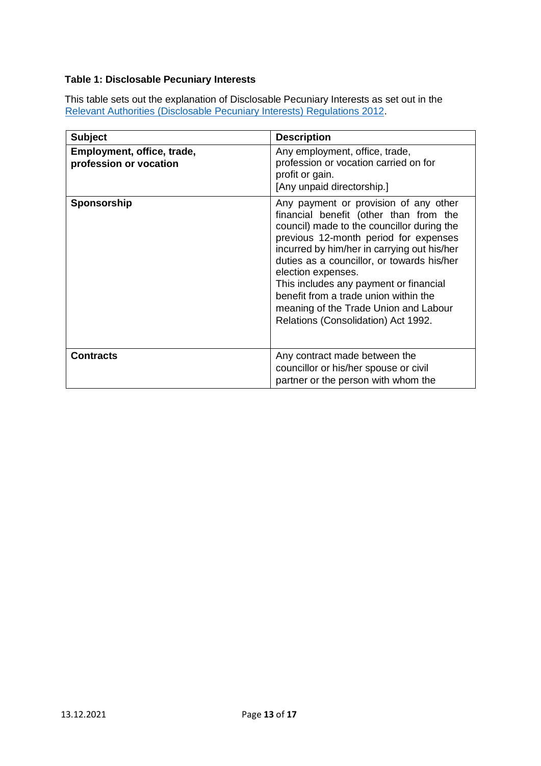**Table 1: Disclosable Pecuniary Interests**

This table sets out the explanation of Disclosable Pecuniary Interests as set out in the Relevant Authorities (Disclosable Pecuniary Interests) Regulations 2012.

| Subject | Description |
|---|---|
| **Employment, office, trade, profession or vocation** | Any employment, office, trade, profession or vocation carried on for profit or gain. [Any unpaid directorship.] |
| **Sponsorship** | Any payment or provision of any other financial benefit (other than from the council) made to the councillor during the previous 12-month period for expenses incurred by him/her in carrying out his/her duties as a councillor, or towards his/her election expenses. This includes any payment or financial benefit from a trade union within the meaning of the Trade Union and Labour Relations (Consolidation) Act 1992. |
| **Contracts** | Any contract made between the councillor or his/her spouse or civil partner or the person with whom the |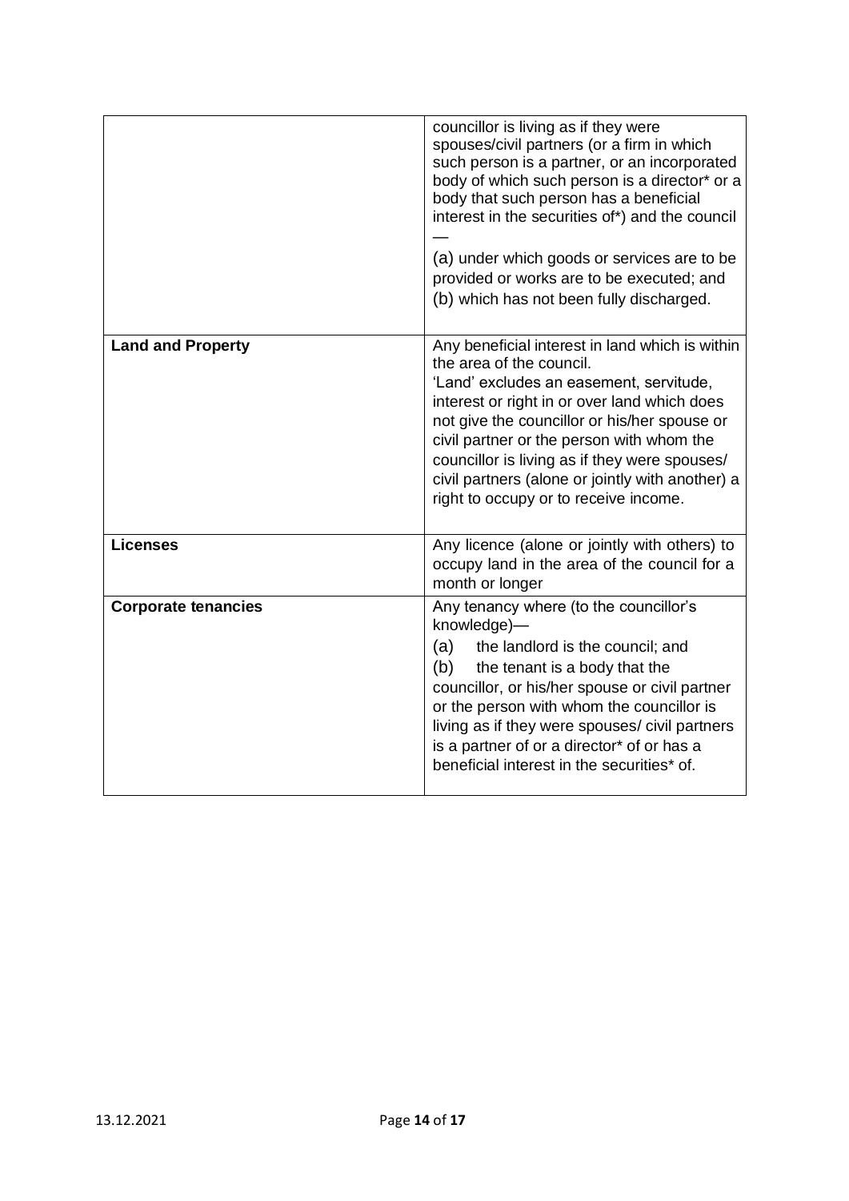| | |
|---|---|
| | councillor is living as if they were spouses/civil partners (or a firm in which such person is a partner, or an incorporated body of which such person is a director* or a body that such person has a beneficial interest in the securities of*) and the council —<br>(a) under which goods or services are to be provided or works are to be executed; and<br>(b) which has not been fully discharged. |
| **Land and Property** | Any beneficial interest in land which is within the area of the council.<br>'Land' excludes an easement, servitude, interest or right in or over land which does not give the councillor or his/her spouse or civil partner or the person with whom the councillor is living as if they were spouses/ civil partners (alone or jointly with another) a right to occupy or to receive income. |
| **Licenses** | Any licence (alone or jointly with others) to occupy land in the area of the council for a month or longer |
| **Corporate tenancies** | Any tenancy where (to the councillor's knowledge)—<br>(a) the landlord is the council; and<br>(b) the tenant is a body that the councillor, or his/her spouse or civil partner or the person with whom the councillor is living as if they were spouses/ civil partners is a partner of or a director* of or has a beneficial interest in the securities* of. |

13.12.2021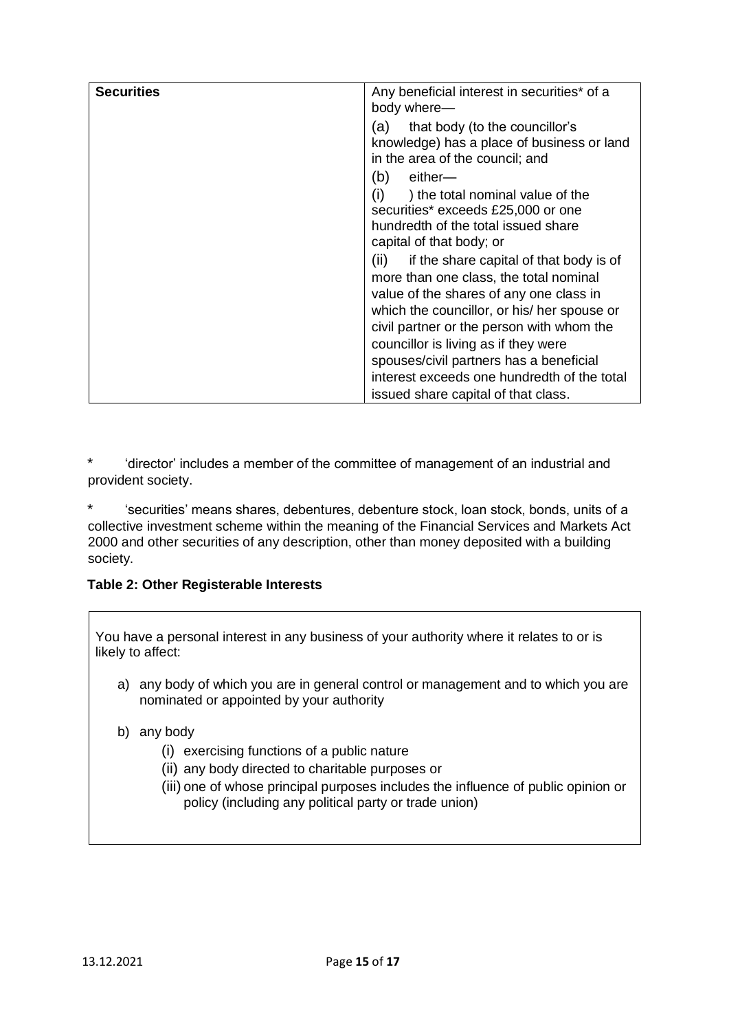| Securities | Any beneficial interest in securities* of a body where—<br>(a) that body (to the councillor's knowledge) has a place of business or land in the area of the council; and<br>(b) either—<br>(i) ) the total nominal value of the securities* exceeds £25,000 or one hundredth of the total issued share capital of that body; or<br>(ii) if the share capital of that body is of more than one class, the total nominal value of the shares of any one class in which the councillor, or his/ her spouse or civil partner or the person with whom the councillor is living as if they were spouses/civil partners has a beneficial interest exceeds one hundredth of the total issued share capital of that class. |
|---|---|

\* 'director' includes a member of the committee of management of an industrial and provident society.

\* 'securities' means shares, debentures, debenture stock, loan stock, bonds, units of a collective investment scheme within the meaning of the Financial Services and Markets Act 2000 and other securities of any description, other than money deposited with a building society.

**Table 2: Other Registerable Interests**

You have a personal interest in any business of your authority where it relates to or is likely to affect:

a) any body of which you are in general control or management and to which you are nominated or appointed by your authority

b) any body
   (i) exercising functions of a public nature
   (ii) any body directed to charitable purposes or
   (iii) one of whose principal purposes includes the influence of public opinion or policy (including any political party or trade union)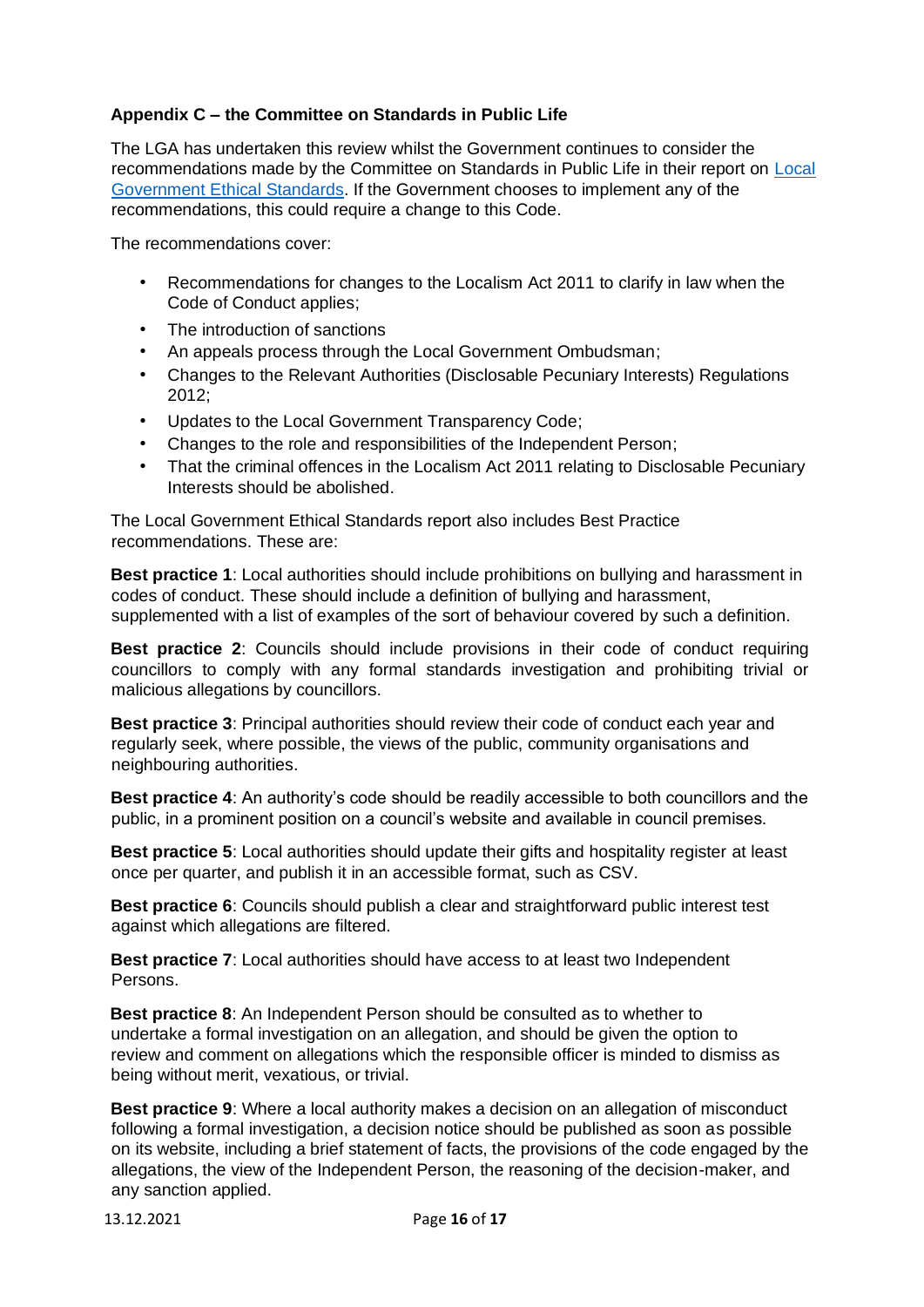## Appendix C – the Committee on Standards in Public Life

The LGA has undertaken this review whilst the Government continues to consider the recommendations made by the Committee on Standards in Public Life in their report on [Local Government Ethical Standards](). If the Government chooses to implement any of the recommendations, this could require a change to this Code.

The recommendations cover:

- Recommendations for changes to the Localism Act 2011 to clarify in law when the Code of Conduct applies;
- The introduction of sanctions
- An appeals process through the Local Government Ombudsman;
- Changes to the Relevant Authorities (Disclosable Pecuniary Interests) Regulations 2012;
- Updates to the Local Government Transparency Code;
- Changes to the role and responsibilities of the Independent Person;
- That the criminal offences in the Localism Act 2011 relating to Disclosable Pecuniary Interests should be abolished.

The Local Government Ethical Standards report also includes Best Practice recommendations. These are:

**Best practice 1**: Local authorities should include prohibitions on bullying and harassment in codes of conduct. These should include a definition of bullying and harassment, supplemented with a list of examples of the sort of behaviour covered by such a definition.

**Best practice 2**: Councils should include provisions in their code of conduct requiring councillors to comply with any formal standards investigation and prohibiting trivial or malicious allegations by councillors.

**Best practice 3**: Principal authorities should review their code of conduct each year and regularly seek, where possible, the views of the public, community organisations and neighbouring authorities.

**Best practice 4**: An authority's code should be readily accessible to both councillors and the public, in a prominent position on a council's website and available in council premises.

**Best practice 5**: Local authorities should update their gifts and hospitality register at least once per quarter, and publish it in an accessible format, such as CSV.

**Best practice 6**: Councils should publish a clear and straightforward public interest test against which allegations are filtered.

**Best practice 7**: Local authorities should have access to at least two Independent Persons.

**Best practice 8**: An Independent Person should be consulted as to whether to undertake a formal investigation on an allegation, and should be given the option to review and comment on allegations which the responsible officer is minded to dismiss as being without merit, vexatious, or trivial.

**Best practice 9**: Where a local authority makes a decision on an allegation of misconduct following a formal investigation, a decision notice should be published as soon as possible on its website, including a brief statement of facts, the provisions of the code engaged by the allegations, the view of the Independent Person, the reasoning of the decision-maker, and any sanction applied.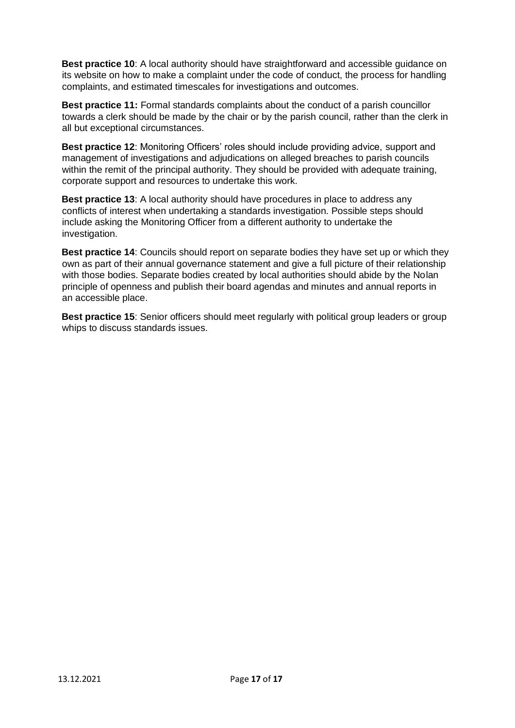**Best practice 10**: A local authority should have straightforward and accessible guidance on its website on how to make a complaint under the code of conduct, the process for handling complaints, and estimated timescales for investigations and outcomes.

**Best practice 11:** Formal standards complaints about the conduct of a parish councillor towards a clerk should be made by the chair or by the parish council, rather than the clerk in all but exceptional circumstances.

**Best practice 12**: Monitoring Officers' roles should include providing advice, support and management of investigations and adjudications on alleged breaches to parish councils within the remit of the principal authority. They should be provided with adequate training, corporate support and resources to undertake this work.

**Best practice 13**: A local authority should have procedures in place to address any conflicts of interest when undertaking a standards investigation. Possible steps should include asking the Monitoring Officer from a different authority to undertake the investigation.

**Best practice 14**: Councils should report on separate bodies they have set up or which they own as part of their annual governance statement and give a full picture of their relationship with those bodies. Separate bodies created by local authorities should abide by the Nolan principle of openness and publish their board agendas and minutes and annual reports in an accessible place.

**Best practice 15**: Senior officers should meet regularly with political group leaders or group whips to discuss standards issues.

13.12.2021